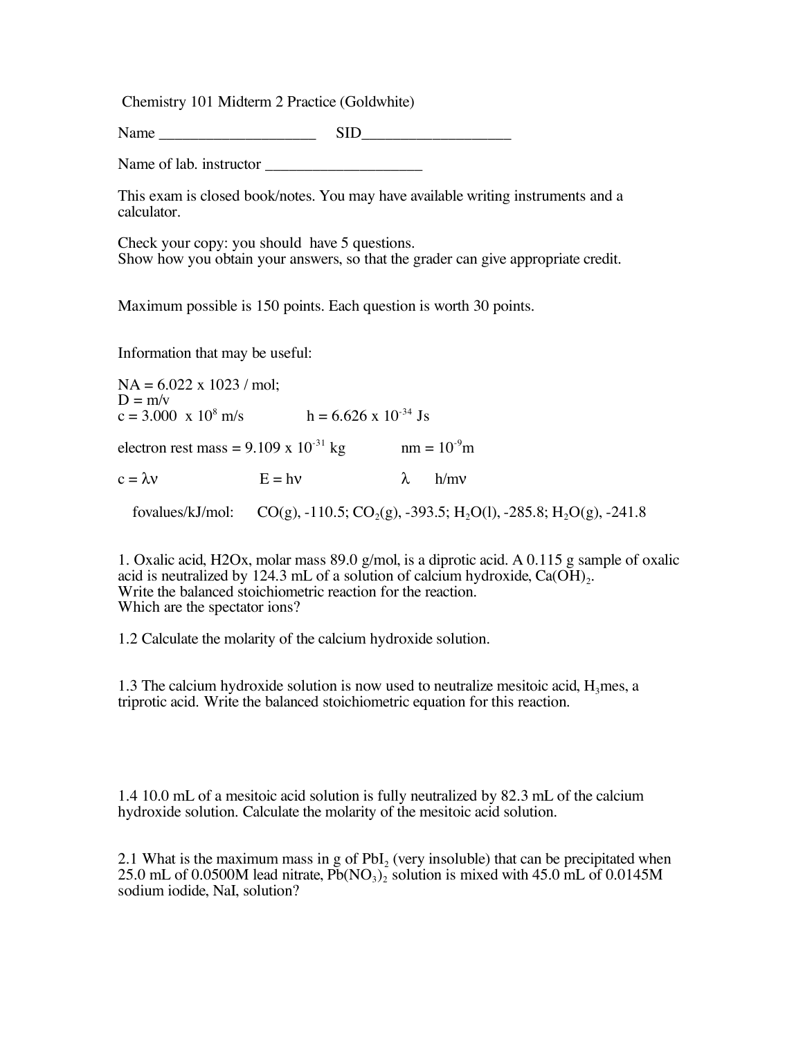Chemistry 101 Midterm 2 Practice (Goldwhite)

Name ____________________ SID___________________

Name of lab. instructor ____________________

This exam is closed book/notes. You may have available writing instruments and a calculator.

Check your copy: you should have 5 questions.
Show how you obtain your answers, so that the grader can give appropriate credit.

Maximum possible is 150 points. Each question is worth 30 points.

Information that may be useful:

NA = 6.022 x 1023 / mol;
D = m/v
c = 3.000 x $10^8$ m/s h = 6.626 x $10^{-34}$ Js

electron rest mass = 9.109 x $10^{-31}$ kg nm = $10^{-9}$m

$c = \lambda\nu$ $E = h\nu$ $\lambda$ h/m$\nu$

fovalues/kJ/mol: CO(g), -110.5; $CO_2$(g), -393.5; $H_2O$(l), -285.8; $H_2O$(g), -241.8

1. Oxalic acid, H2Ox, molar mass 89.0 g/mol, is a diprotic acid. A 0.115 g sample of oxalic acid is neutralized by 124.3 mL of a solution of calcium hydroxide, $Ca(OH)_2$.
Write the balanced stoichiometric reaction for the reaction.
Which are the spectator ions?

1.2 Calculate the molarity of the calcium hydroxide solution.

1.3 The calcium hydroxide solution is now used to neutralize mesitoic acid, $H_3$mes, a triprotic acid. Write the balanced stoichiometric equation for this reaction.

1.4 10.0 mL of a mesitoic acid solution is fully neutralized by 82.3 mL of the calcium hydroxide solution. Calculate the molarity of the mesitoic acid solution.

2.1 What is the maximum mass in g of $PbI_2$ (very insoluble) that can be precipitated when 25.0 mL of 0.0500M lead nitrate, $Pb(NO_3)_2$ solution is mixed with 45.0 mL of 0.0145M sodium iodide, NaI, solution?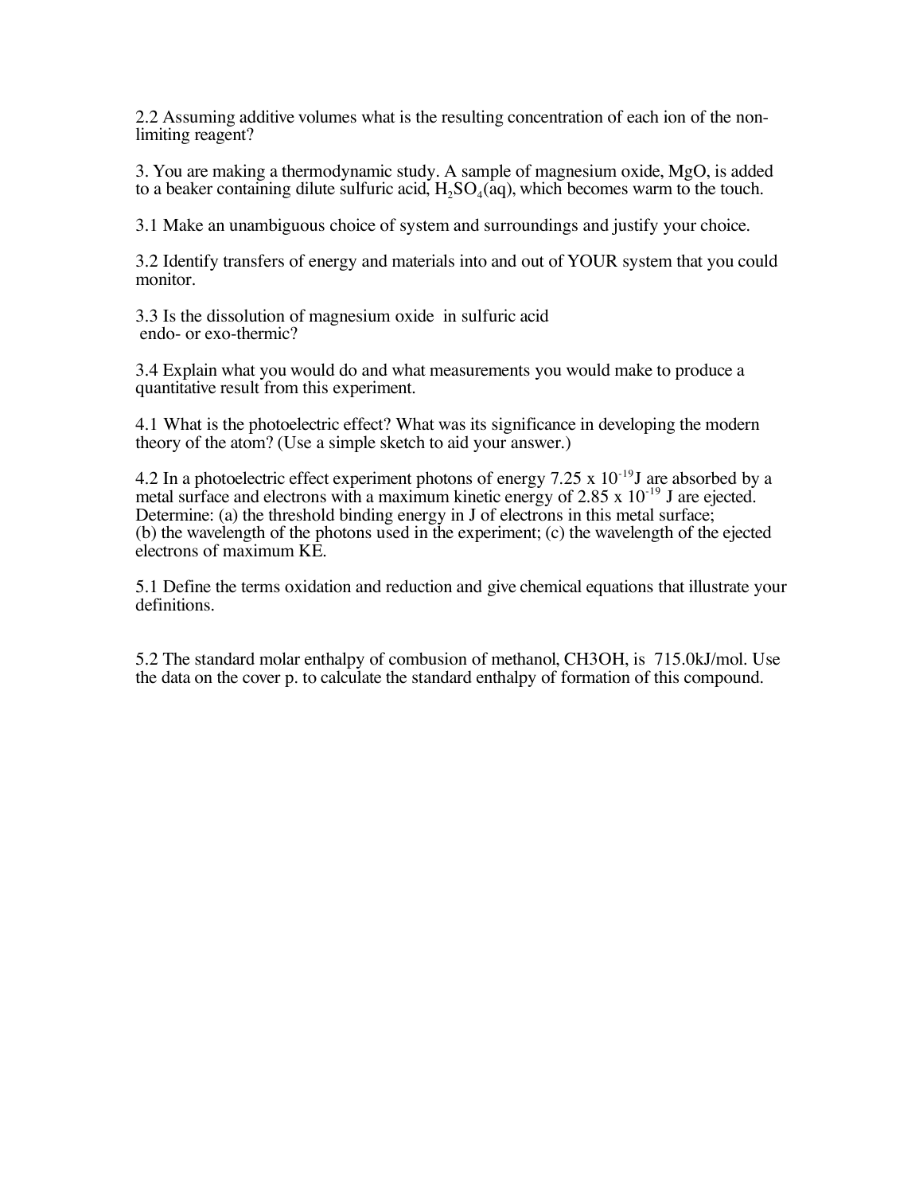2.2 Assuming additive volumes what is the resulting concentration of each ion of the non-limiting reagent?

3. You are making a thermodynamic study. A sample of magnesium oxide, MgO, is added to a beaker containing dilute sulfuric acid, $H_2SO_4$(aq), which becomes warm to the touch.

3.1 Make an unambiguous choice of system and surroundings and justify your choice.

3.2 Identify transfers of energy and materials into and out of YOUR system that you could monitor.

3.3 Is the dissolution of magnesium oxide in sulfuric acid endo- or exo-thermic?

3.4 Explain what you would do and what measurements you would make to produce a quantitative result from this experiment.

4.1 What is the photoelectric effect? What was its significance in developing the modern theory of the atom? (Use a simple sketch to aid your answer.)

4.2 In a photoelectric effect experiment photons of energy $7.25 \times 10^{-19}$J are absorbed by a metal surface and electrons with a maximum kinetic energy of $2.85 \times 10^{-19}$ J are ejected. Determine: (a) the threshold binding energy in J of electrons in this metal surface; (b) the wavelength of the photons used in the experiment; (c) the wavelength of the ejected electrons of maximum KE.

5.1 Define the terms oxidation and reduction and give chemical equations that illustrate your definitions.

5.2 The standard molar enthalpy of combustion of methanol, CH3OH, is 715.0kJ/mol. Use the data on the cover p. to calculate the standard enthalpy of formation of this compound.